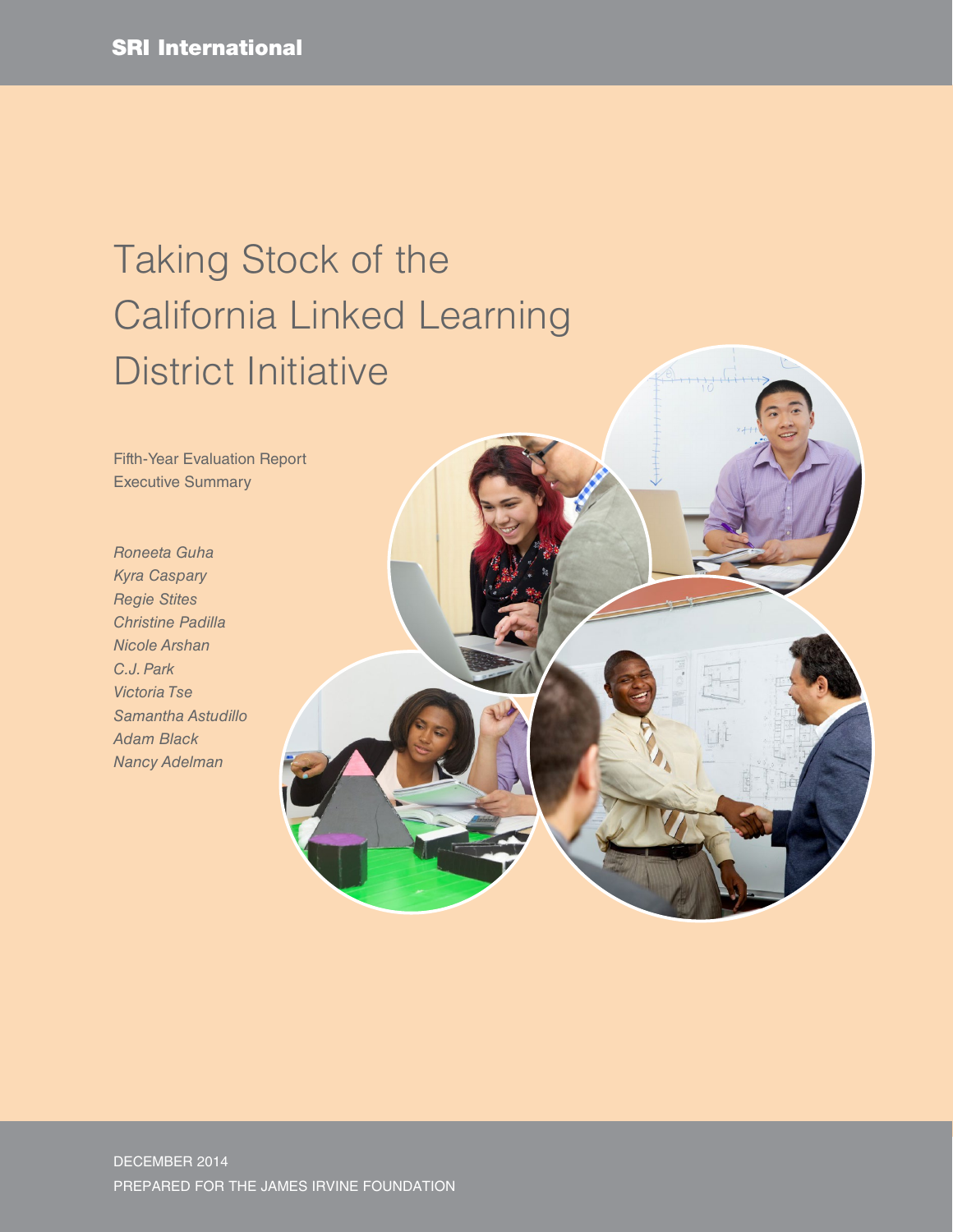SRI International

# Taking Stock of the California Linked Learning District Initiative

Fifth-Year Evaluation Report
Executive Summary

*Roneeta Guha*
*Kyra Caspary*
*Regie Stites*
*Christine Padilla*
*Nicole Arshan*
*C.J. Park*
*Victoria Tse*
*Samantha Astudillo*
*Adam Black*
*Nancy Adelman*

DECEMBER 2014
PREPARED FOR THE JAMES IRVINE FOUNDATION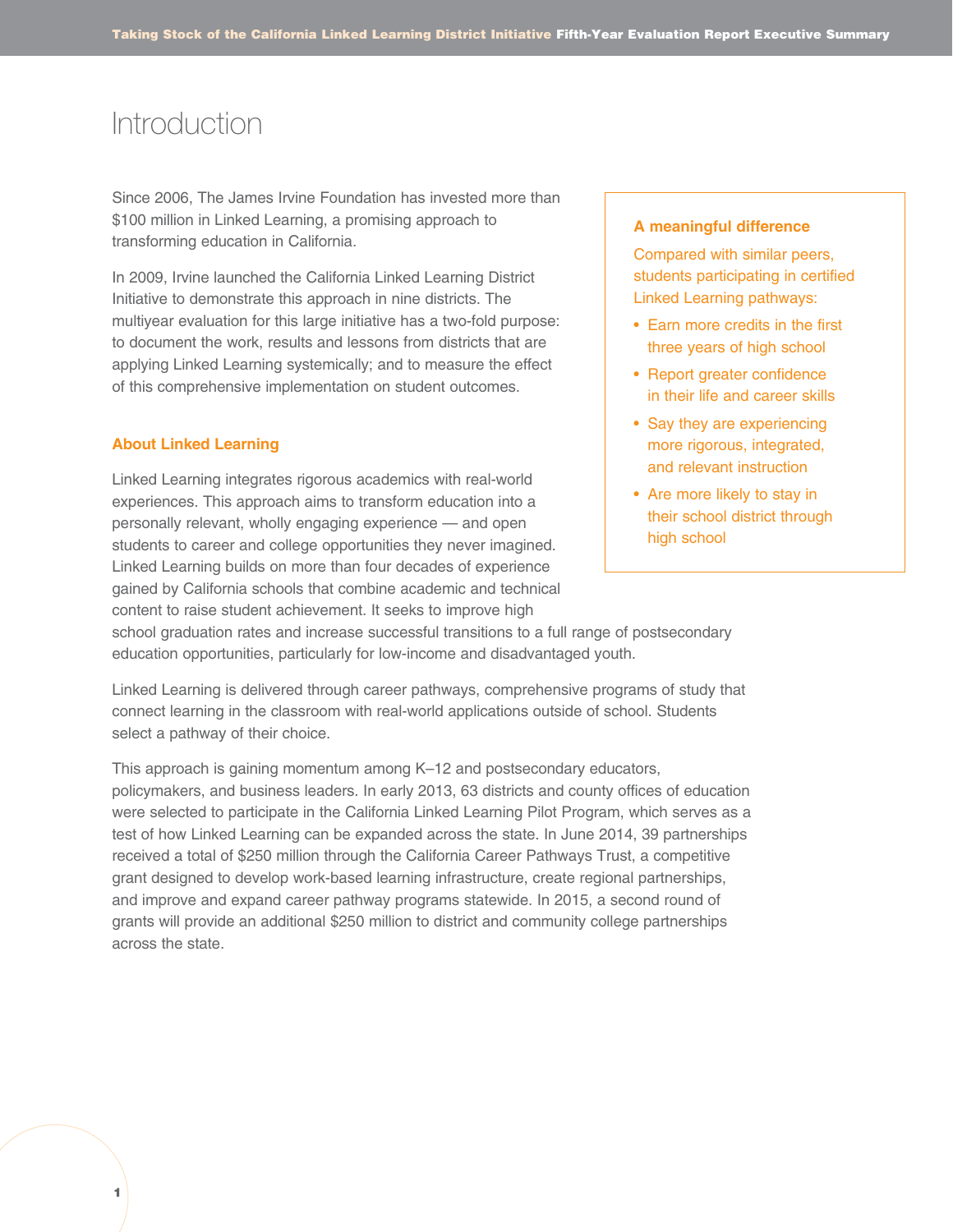# Introduction

Since 2006, The James Irvine Foundation has invested more than $100 million in Linked Learning, a promising approach to transforming education in California.

In 2009, Irvine launched the California Linked Learning District Initiative to demonstrate this approach in nine districts. The multiyear evaluation for this large initiative has a two-fold purpose: to document the work, results and lessons from districts that are applying Linked Learning systemically; and to measure the effect of this comprehensive implementation on student outcomes.

**A meaningful difference**

Compared with similar peers, students participating in certified Linked Learning pathways:

- Earn more credits in the first three years of high school
- Report greater confidence in their life and career skills
- Say they are experiencing more rigorous, integrated, and relevant instruction
- Are more likely to stay in their school district through high school

## About Linked Learning

Linked Learning integrates rigorous academics with real-world experiences. This approach aims to transform education into a personally relevant, wholly engaging experience — and open students to career and college opportunities they never imagined. Linked Learning builds on more than four decades of experience gained by California schools that combine academic and technical content to raise student achievement. It seeks to improve high school graduation rates and increase successful transitions to a full range of postsecondary education opportunities, particularly for low-income and disadvantaged youth.

Linked Learning is delivered through career pathways, comprehensive programs of study that connect learning in the classroom with real-world applications outside of school. Students select a pathway of their choice.

This approach is gaining momentum among K–12 and postsecondary educators, policymakers, and business leaders. In early 2013, 63 districts and county offices of education were selected to participate in the California Linked Learning Pilot Program, which serves as a test of how Linked Learning can be expanded across the state. In June 2014, 39 partnerships received a total of $250 million through the California Career Pathways Trust, a competitive grant designed to develop work-based learning infrastructure, create regional partnerships, and improve and expand career pathway programs statewide. In 2015, a second round of grants will provide an additional $250 million to district and community college partnerships across the state.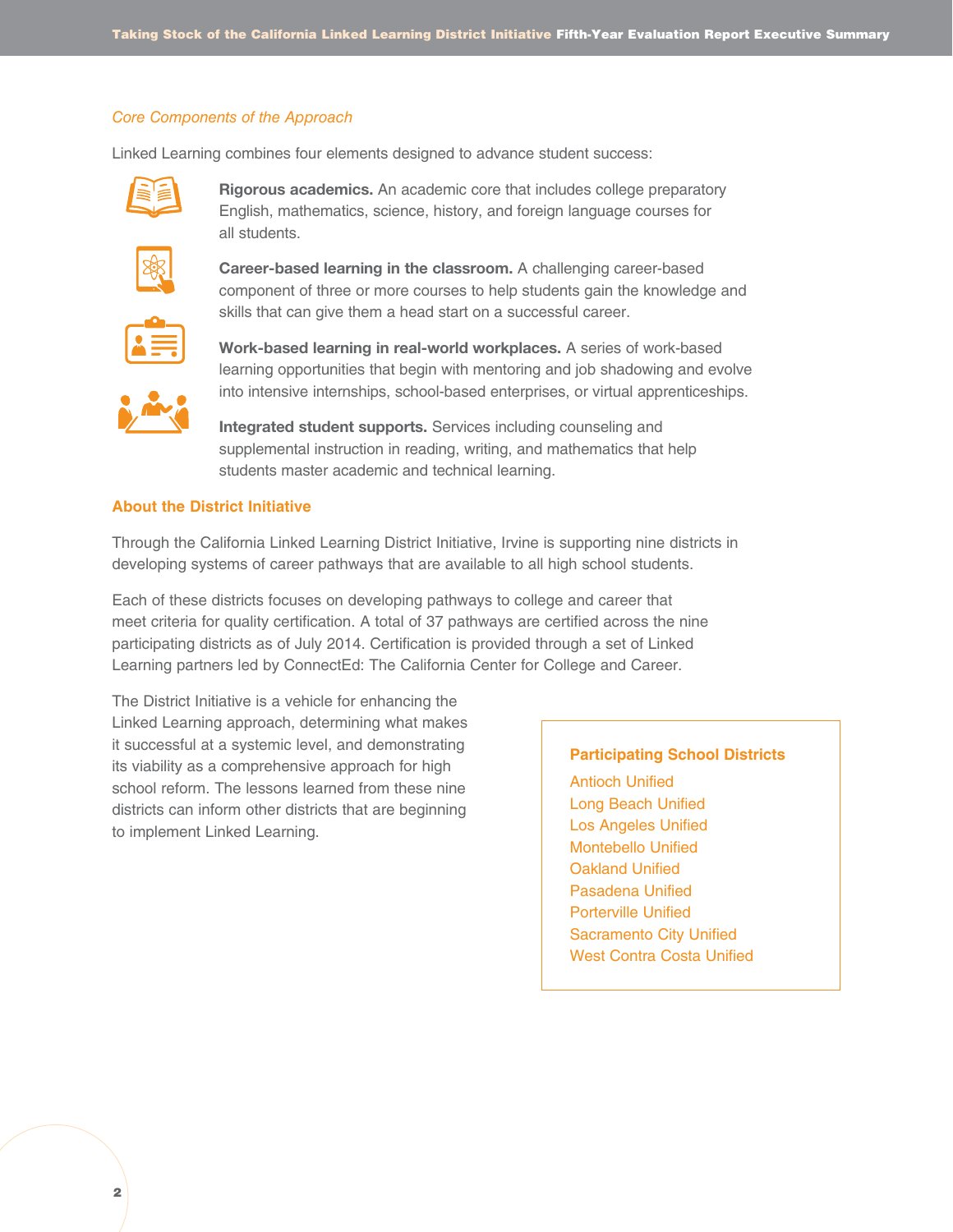*Core Components of the Approach*

Linked Learning combines four elements designed to advance student success:

**Rigorous academics.** An academic core that includes college preparatory English, mathematics, science, history, and foreign language courses for all students.

**Career-based learning in the classroom.** A challenging career-based component of three or more courses to help students gain the knowledge and skills that can give them a head start on a successful career.

**Work-based learning in real-world workplaces.** A series of work-based learning opportunities that begin with mentoring and job shadowing and evolve into intensive internships, school-based enterprises, or virtual apprenticeships.

**Integrated student supports.** Services including counseling and supplemental instruction in reading, writing, and mathematics that help students master academic and technical learning.

## About the District Initiative

Through the California Linked Learning District Initiative, Irvine is supporting nine districts in developing systems of career pathways that are available to all high school students.

Each of these districts focuses on developing pathways to college and career that meet criteria for quality certification. A total of 37 pathways are certified across the nine participating districts as of July 2014. Certification is provided through a set of Linked Learning partners led by ConnectEd: The California Center for College and Career.

The District Initiative is a vehicle for enhancing the Linked Learning approach, determining what makes it successful at a systemic level, and demonstrating its viability as a comprehensive approach for high school reform. The lessons learned from these nine districts can inform other districts that are beginning to implement Linked Learning.

### Participating School Districts

- Antioch Unified
- Long Beach Unified
- Los Angeles Unified
- Montebello Unified
- Oakland Unified
- Pasadena Unified
- Porterville Unified
- Sacramento City Unified
- West Contra Costa Unified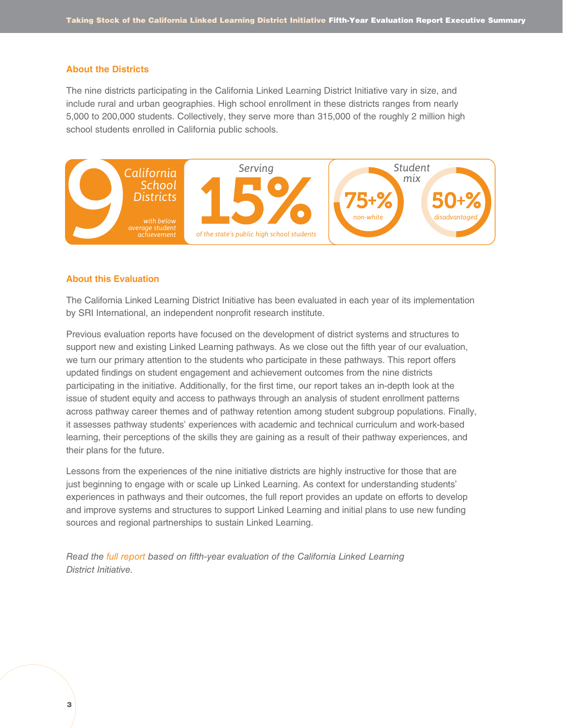## About the Districts

The nine districts participating in the California Linked Learning District Initiative vary in size, and include rural and urban geographies. High school enrollment in these districts ranges from nearly 5,000 to 200,000 students. Collectively, they serve more than 315,000 of the roughly 2 million high school students enrolled in California public schools.

**9** *California School Districts* *with below average student achievement*

*Serving* **15%** *of the state's public high school students*

*Student mix* **75+%** *non-white* **50+%** *disadvantaged*

## About this Evaluation

The California Linked Learning District Initiative has been evaluated in each year of its implementation by SRI International, an independent nonprofit research institute.

Previous evaluation reports have focused on the development of district systems and structures to support new and existing Linked Learning pathways. As we close out the fifth year of our evaluation, we turn our primary attention to the students who participate in these pathways. This report offers updated findings on student engagement and achievement outcomes from the nine districts participating in the initiative. Additionally, for the first time, our report takes an in-depth look at the issue of student equity and access to pathways through an analysis of student enrollment patterns across pathway career themes and of pathway retention among student subgroup populations. Finally, it assesses pathway students' experiences with academic and technical curriculum and work-based learning, their perceptions of the skills they are gaining as a result of their pathway experiences, and their plans for the future.

Lessons from the experiences of the nine initiative districts are highly instructive for those that are just beginning to engage with or scale up Linked Learning. As context for understanding students' experiences in pathways and their outcomes, the full report provides an update on efforts to develop and improve systems and structures to support Linked Learning and initial plans to use new funding sources and regional partnerships to sustain Linked Learning.

*Read the full report based on fifth-year evaluation of the California Linked Learning District Initiative.*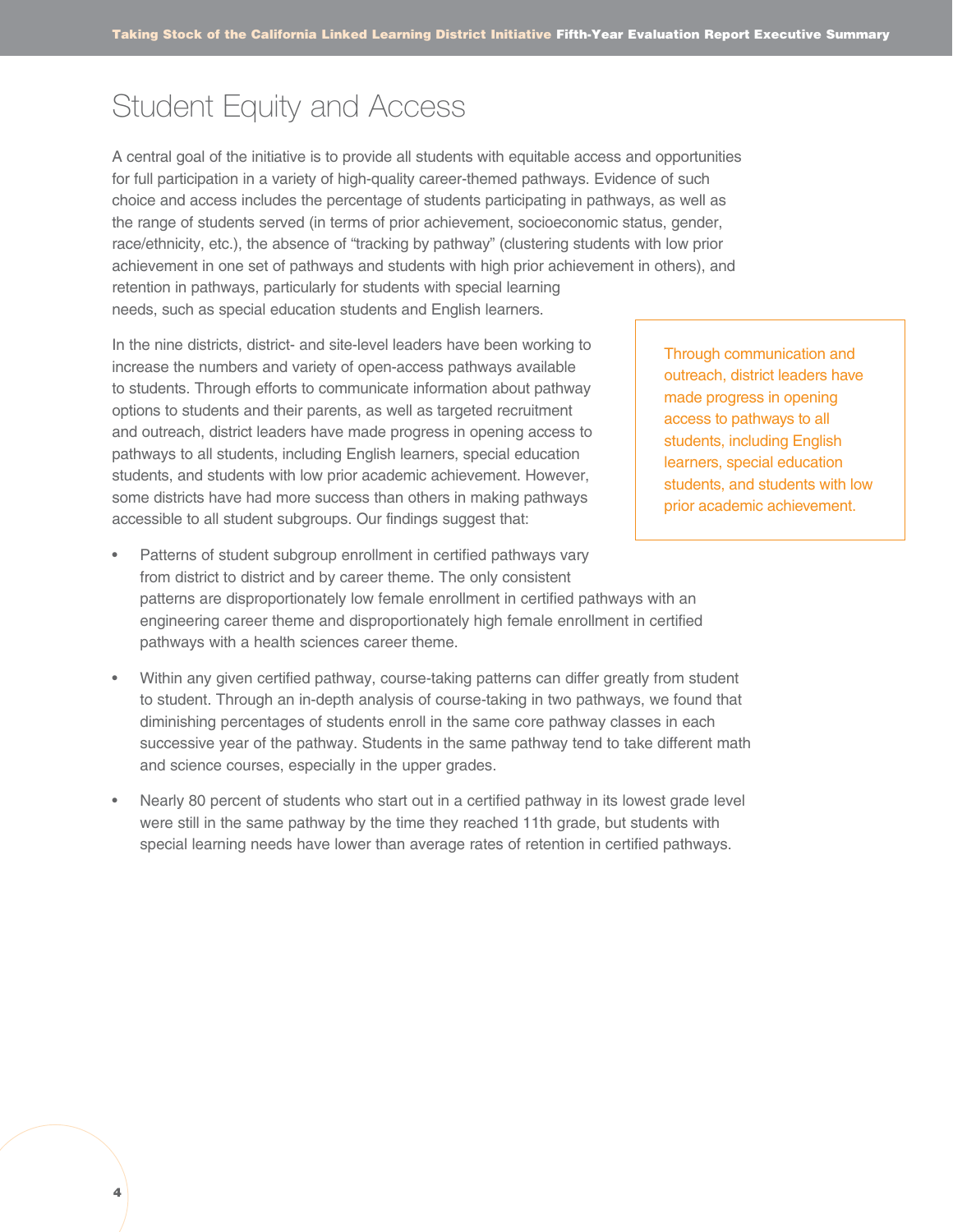# Student Equity and Access

A central goal of the initiative is to provide all students with equitable access and opportunities for full participation in a variety of high-quality career-themed pathways. Evidence of such choice and access includes the percentage of students participating in pathways, as well as the range of students served (in terms of prior achievement, socioeconomic status, gender, race/ethnicity, etc.), the absence of "tracking by pathway" (clustering students with low prior achievement in one set of pathways and students with high prior achievement in others), and retention in pathways, particularly for students with special learning needs, such as special education students and English learners.

In the nine districts, district- and site-level leaders have been working to increase the numbers and variety of open-access pathways available to students. Through efforts to communicate information about pathway options to students and their parents, as well as targeted recruitment and outreach, district leaders have made progress in opening access to pathways to all students, including English learners, special education students, and students with low prior academic achievement. However, some districts have had more success than others in making pathways accessible to all student subgroups. Our findings suggest that:

> Through communication and outreach, district leaders have made progress in opening access to pathways to all students, including English learners, special education students, and students with low prior academic achievement.

- Patterns of student subgroup enrollment in certified pathways vary from district to district and by career theme. The only consistent patterns are disproportionately low female enrollment in certified pathways with an engineering career theme and disproportionately high female enrollment in certified pathways with a health sciences career theme.
- Within any given certified pathway, course-taking patterns can differ greatly from student to student. Through an in-depth analysis of course-taking in two pathways, we found that diminishing percentages of students enroll in the same core pathway classes in each successive year of the pathway. Students in the same pathway tend to take different math and science courses, especially in the upper grades.
- Nearly 80 percent of students who start out in a certified pathway in its lowest grade level were still in the same pathway by the time they reached 11th grade, but students with special learning needs have lower than average rates of retention in certified pathways.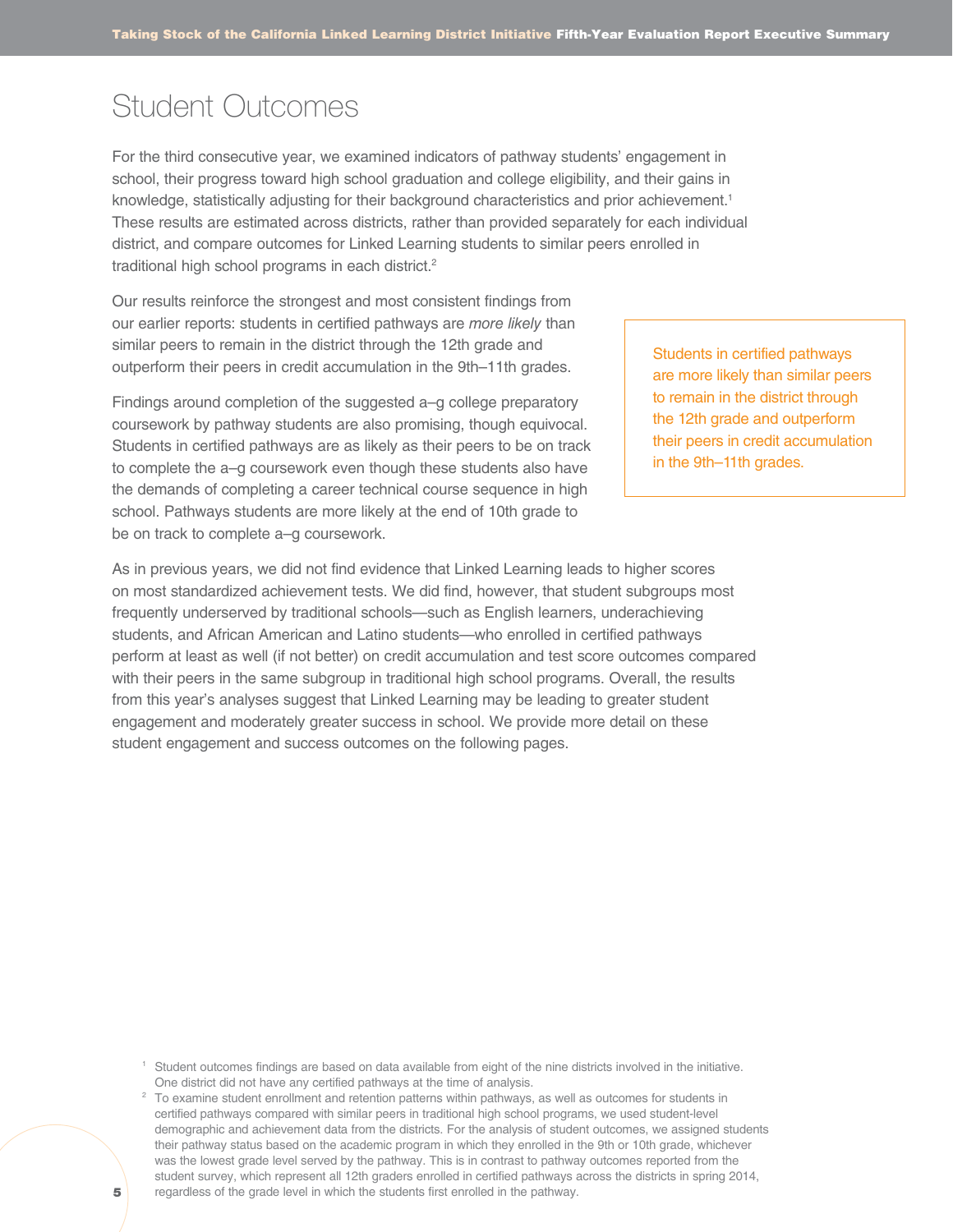# Student Outcomes

For the third consecutive year, we examined indicators of pathway students' engagement in school, their progress toward high school graduation and college eligibility, and their gains in knowledge, statistically adjusting for their background characteristics and prior achievement.[1] These results are estimated across districts, rather than provided separately for each individual district, and compare outcomes for Linked Learning students to similar peers enrolled in traditional high school programs in each district.[2]

Our results reinforce the strongest and most consistent findings from our earlier reports: students in certified pathways are *more likely* than similar peers to remain in the district through the 12th grade and outperform their peers in credit accumulation in the 9th–11th grades.

> Students in certified pathways are more likely than similar peers to remain in the district through the 12th grade and outperform their peers in credit accumulation in the 9th–11th grades.

Findings around completion of the suggested a–g college preparatory coursework by pathway students are also promising, though equivocal. Students in certified pathways are as likely as their peers to be on track to complete the a–g coursework even though these students also have the demands of completing a career technical course sequence in high school. Pathways students are more likely at the end of 10th grade to be on track to complete a–g coursework.

As in previous years, we did not find evidence that Linked Learning leads to higher scores on most standardized achievement tests. We did find, however, that student subgroups most frequently underserved by traditional schools—such as English learners, underachieving students, and African American and Latino students—who enrolled in certified pathways perform at least as well (if not better) on credit accumulation and test score outcomes compared with their peers in the same subgroup in traditional high school programs. Overall, the results from this year's analyses suggest that Linked Learning may be leading to greater student engagement and moderately greater success in school. We provide more detail on these student engagement and success outcomes on the following pages.

[1] Student outcomes findings are based on data available from eight of the nine districts involved in the initiative. One district did not have any certified pathways at the time of analysis.

[2] To examine student enrollment and retention patterns within pathways, as well as outcomes for students in certified pathways compared with similar peers in traditional high school programs, we used student-level demographic and achievement data from the districts. For the analysis of student outcomes, we assigned students their pathway status based on the academic program in which they enrolled in the 9th or 10th grade, whichever was the lowest grade level served by the pathway. This is in contrast to pathway outcomes reported from the student survey, which represent all 12th graders enrolled in certified pathways across the districts in spring 2014, regardless of the grade level in which the students first enrolled in the pathway.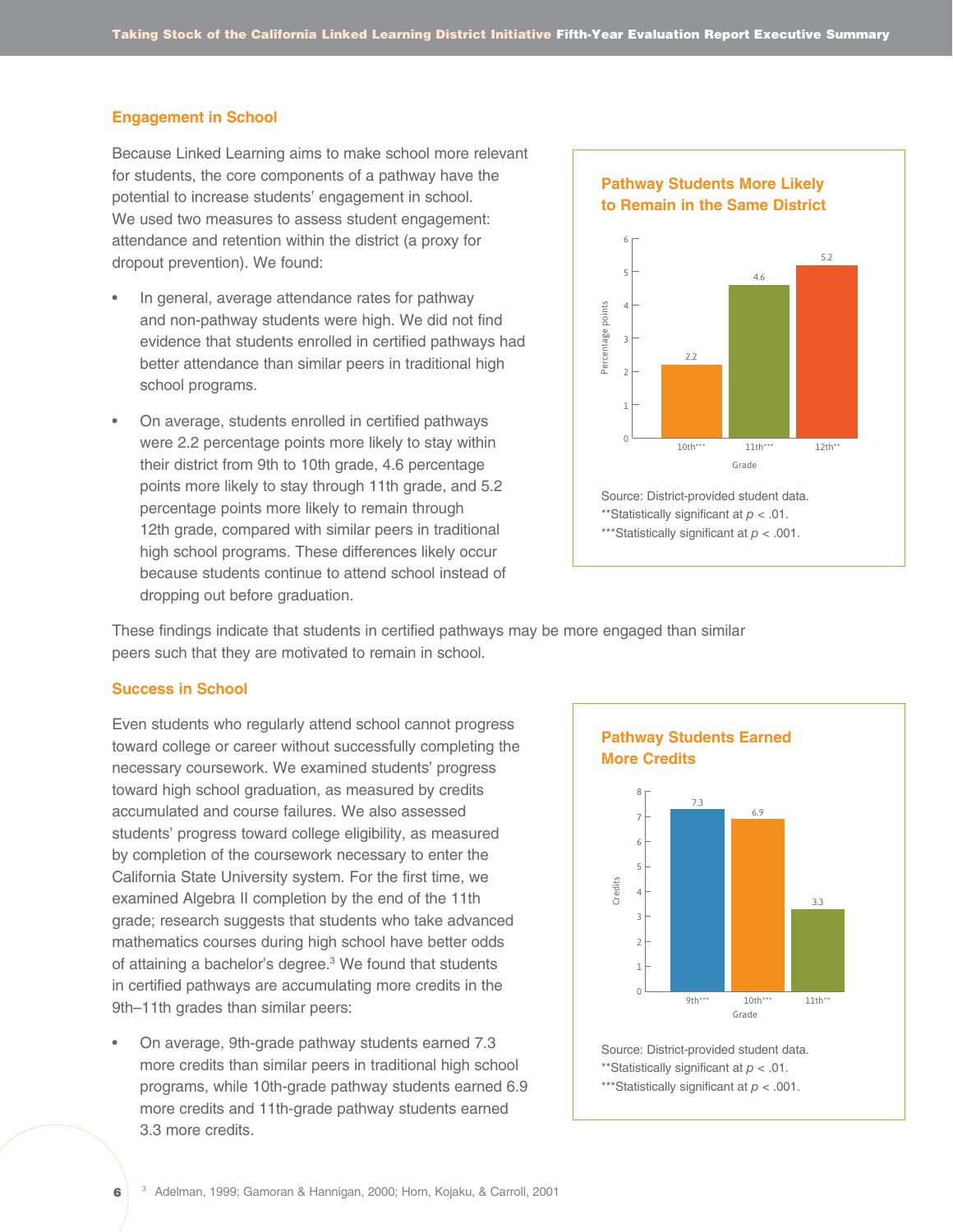## Engagement in School

Because Linked Learning aims to make school more relevant for students, the core components of a pathway have the potential to increase students' engagement in school. We used two measures to assess student engagement: attendance and retention within the district (a proxy for dropout prevention). We found:

- In general, average attendance rates for pathway and non-pathway students were high. We did not find evidence that students enrolled in certified pathways had better attendance than similar peers in traditional high school programs.
- On average, students enrolled in certified pathways were 2.2 percentage points more likely to stay within their district from 9th to 10th grade, 4.6 percentage points more likely to stay through 11th grade, and 5.2 percentage points more likely to remain through 12th grade, compared with similar peers in traditional high school programs. These differences likely occur because students continue to attend school instead of dropping out before graduation.

**Pathway Students More Likely to Remain in the Same District**

| Grade | Percentage points |
|---|---|
| 10th*** | 2.2 |
| 11th*** | 4.6 |
| 12th** | 5.2 |

Source: District-provided student data.
**Statistically significant at $p < .01$.
***Statistically significant at $p < .001$.

These findings indicate that students in certified pathways may be more engaged than similar peers such that they are motivated to remain in school.

## Success in School

Even students who regularly attend school cannot progress toward college or career without successfully completing the necessary coursework. We examined students' progress toward high school graduation, as measured by credits accumulated and course failures. We also assessed students' progress toward college eligibility, as measured by completion of the coursework necessary to enter the California State University system. For the first time, we examined Algebra II completion by the end of the 11th grade; research suggests that students who take advanced mathematics courses during high school have better odds of attaining a bachelor's degree.[3] We found that students in certified pathways are accumulating more credits in the 9th–11th grades than similar peers:

- On average, 9th-grade pathway students earned 7.3 more credits than similar peers in traditional high school programs, while 10th-grade pathway students earned 6.9 more credits and 11th-grade pathway students earned 3.3 more credits.

**Pathway Students Earned More Credits**

| Grade | Credits |
|---|---|
| 9th*** | 7.3 |
| 10th*** | 6.9 |
| 11th** | 3.3 |

Source: District-provided student data.
**Statistically significant at $p < .01$.
***Statistically significant at $p < .001$.

[3] Adelman, 1999; Gamoran & Hannigan, 2000; Horn, Kojaku, & Carroll, 2001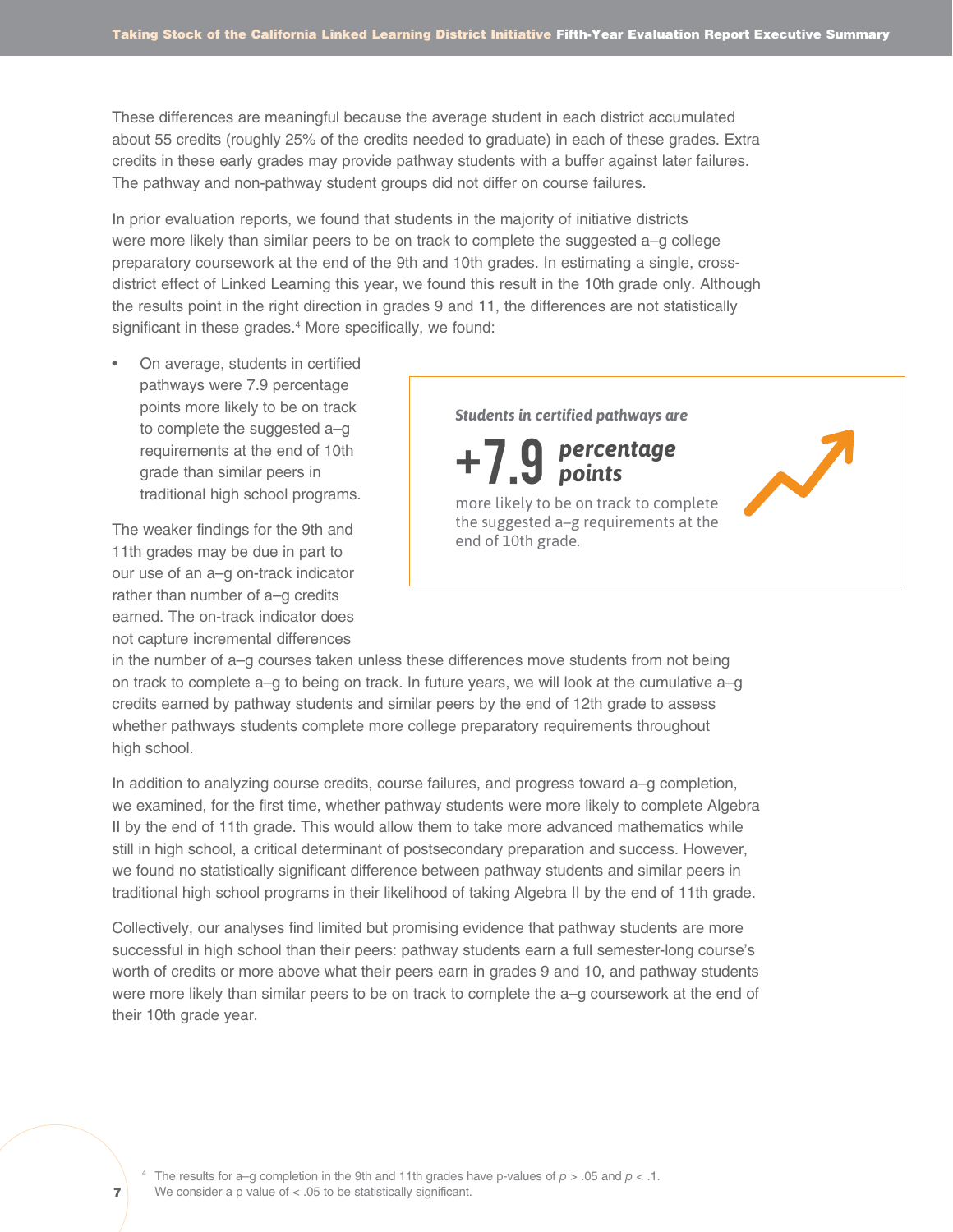These differences are meaningful because the average student in each district accumulated about 55 credits (roughly 25% of the credits needed to graduate) in each of these grades. Extra credits in these early grades may provide pathway students with a buffer against later failures. The pathway and non-pathway student groups did not differ on course failures.

In prior evaluation reports, we found that students in the majority of initiative districts were more likely than similar peers to be on track to complete the suggested a–g college preparatory coursework at the end of the 9th and 10th grades. In estimating a single, cross-district effect of Linked Learning this year, we found this result in the 10th grade only. Although the results point in the right direction in grades 9 and 11, the differences are not statistically significant in these grades.[4] More specifically, we found:

- On average, students in certified pathways were 7.9 percentage points more likely to be on track to complete the suggested a–g requirements at the end of 10th grade than similar peers in traditional high school programs.

> ***Students in certified pathways are***
>
> **+7.9** ***percentage points***
>
> more likely to be on track to complete the suggested a–g requirements at the end of 10th grade.

The weaker findings for the 9th and 11th grades may be due in part to our use of an a–g on-track indicator rather than number of a–g credits earned. The on-track indicator does not capture incremental differences in the number of a–g courses taken unless these differences move students from not being on track to complete a–g to being on track. In future years, we will look at the cumulative a–g credits earned by pathway students and similar peers by the end of 12th grade to assess whether pathways students complete more college preparatory requirements throughout high school.

In addition to analyzing course credits, course failures, and progress toward a–g completion, we examined, for the first time, whether pathway students were more likely to complete Algebra II by the end of 11th grade. This would allow them to take more advanced mathematics while still in high school, a critical determinant of postsecondary preparation and success. However, we found no statistically significant difference between pathway students and similar peers in traditional high school programs in their likelihood of taking Algebra II by the end of 11th grade.

Collectively, our analyses find limited but promising evidence that pathway students are more successful in high school than their peers: pathway students earn a full semester-long course's worth of credits or more above what their peers earn in grades 9 and 10, and pathway students were more likely than similar peers to be on track to complete the a–g coursework at the end of their 10th grade year.

[4] The results for a–g completion in the 9th and 11th grades have p-values of $p > .05$ and $p < .1$. We consider a p value of $< .05$ to be statistically significant.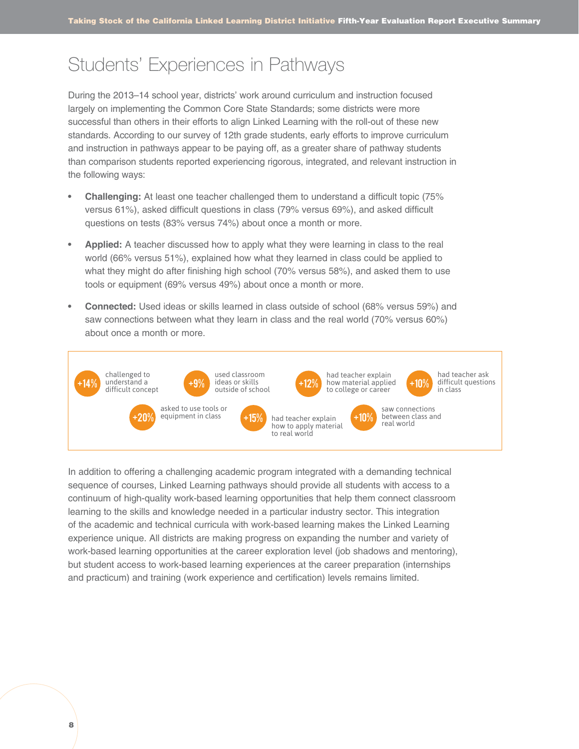# Students' Experiences in Pathways

During the 2013–14 school year, districts' work around curriculum and instruction focused largely on implementing the Common Core State Standards; some districts were more successful than others in their efforts to align Linked Learning with the roll-out of these new standards. According to our survey of 12th grade students, early efforts to improve curriculum and instruction in pathways appear to be paying off, as a greater share of pathway students than comparison students reported experiencing rigorous, integrated, and relevant instruction in the following ways:

- **Challenging:** At least one teacher challenged them to understand a difficult topic (75% versus 61%), asked difficult questions in class (79% versus 69%), and asked difficult questions on tests (83% versus 74%) about once a month or more.
- **Applied:** A teacher discussed how to apply what they were learning in class to the real world (66% versus 51%), explained how what they learned in class could be applied to what they might do after finishing high school (70% versus 58%), and asked them to use tools or equipment (69% versus 49%) about once a month or more.
- **Connected:** Used ideas or skills learned in class outside of school (68% versus 59%) and saw connections between what they learn in class and the real world (70% versus 60%) about once a month or more.

**+14%** challenged to understand a difficult concept

**+9%** used classroom ideas or skills outside of school

**+12%** had teacher explain how material applied to college or career

**+10%** had teacher ask difficult questions in class

**+20%** asked to use tools or equipment in class

**+15%** had teacher explain how to apply material to real world

**+10%** saw connections between class and real world

In addition to offering a challenging academic program integrated with a demanding technical sequence of courses, Linked Learning pathways should provide all students with access to a continuum of high-quality work-based learning opportunities that help them connect classroom learning to the skills and knowledge needed in a particular industry sector. This integration of the academic and technical curricula with work-based learning makes the Linked Learning experience unique. All districts are making progress on expanding the number and variety of work-based learning opportunities at the career exploration level (job shadows and mentoring), but student access to work-based learning experiences at the career preparation (internships and practicum) and training (work experience and certification) levels remains limited.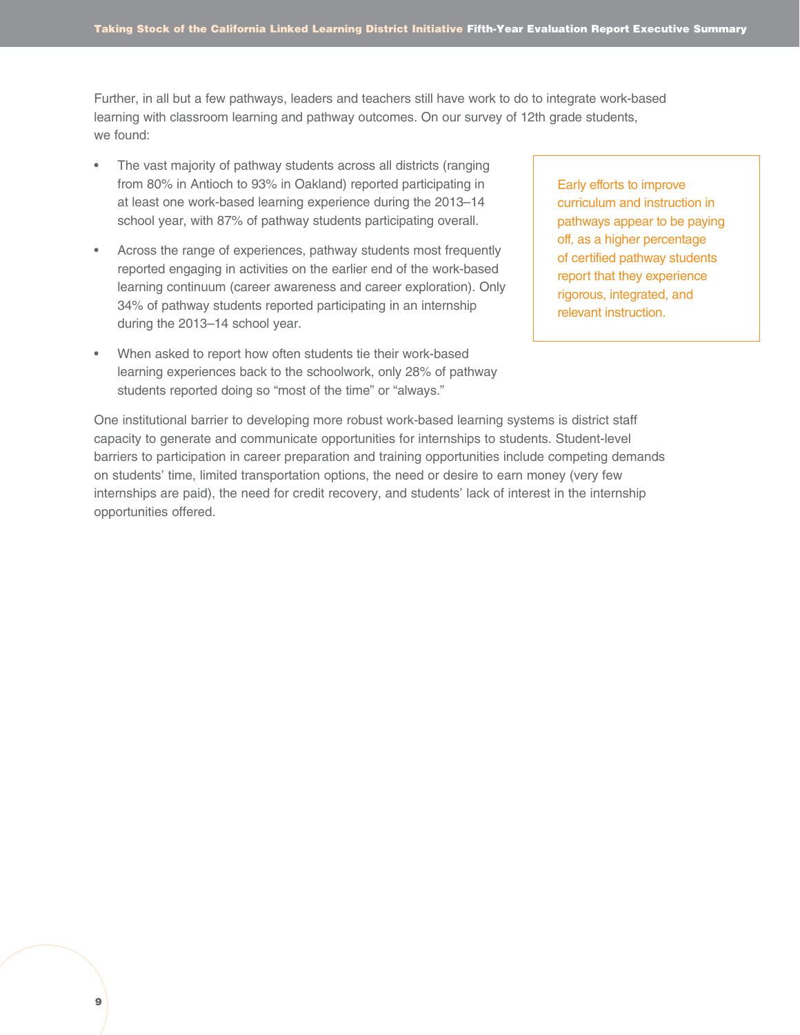Further, in all but a few pathways, leaders and teachers still have work to do to integrate work-based learning with classroom learning and pathway outcomes. On our survey of 12th grade students, we found:

- The vast majority of pathway students across all districts (ranging from 80% in Antioch to 93% in Oakland) reported participating in at least one work-based learning experience during the 2013–14 school year, with 87% of pathway students participating overall.
- Across the range of experiences, pathway students most frequently reported engaging in activities on the earlier end of the work-based learning continuum (career awareness and career exploration). Only 34% of pathway students reported participating in an internship during the 2013–14 school year.
- When asked to report how often students tie their work-based learning experiences back to the schoolwork, only 28% of pathway students reported doing so "most of the time" or "always."

> Early efforts to improve curriculum and instruction in pathways appear to be paying off, as a higher percentage of certified pathway students report that they experience rigorous, integrated, and relevant instruction.

One institutional barrier to developing more robust work-based learning systems is district staff capacity to generate and communicate opportunities for internships to students. Student-level barriers to participation in career preparation and training opportunities include competing demands on students' time, limited transportation options, the need or desire to earn money (very few internships are paid), the need for credit recovery, and students' lack of interest in the internship opportunities offered.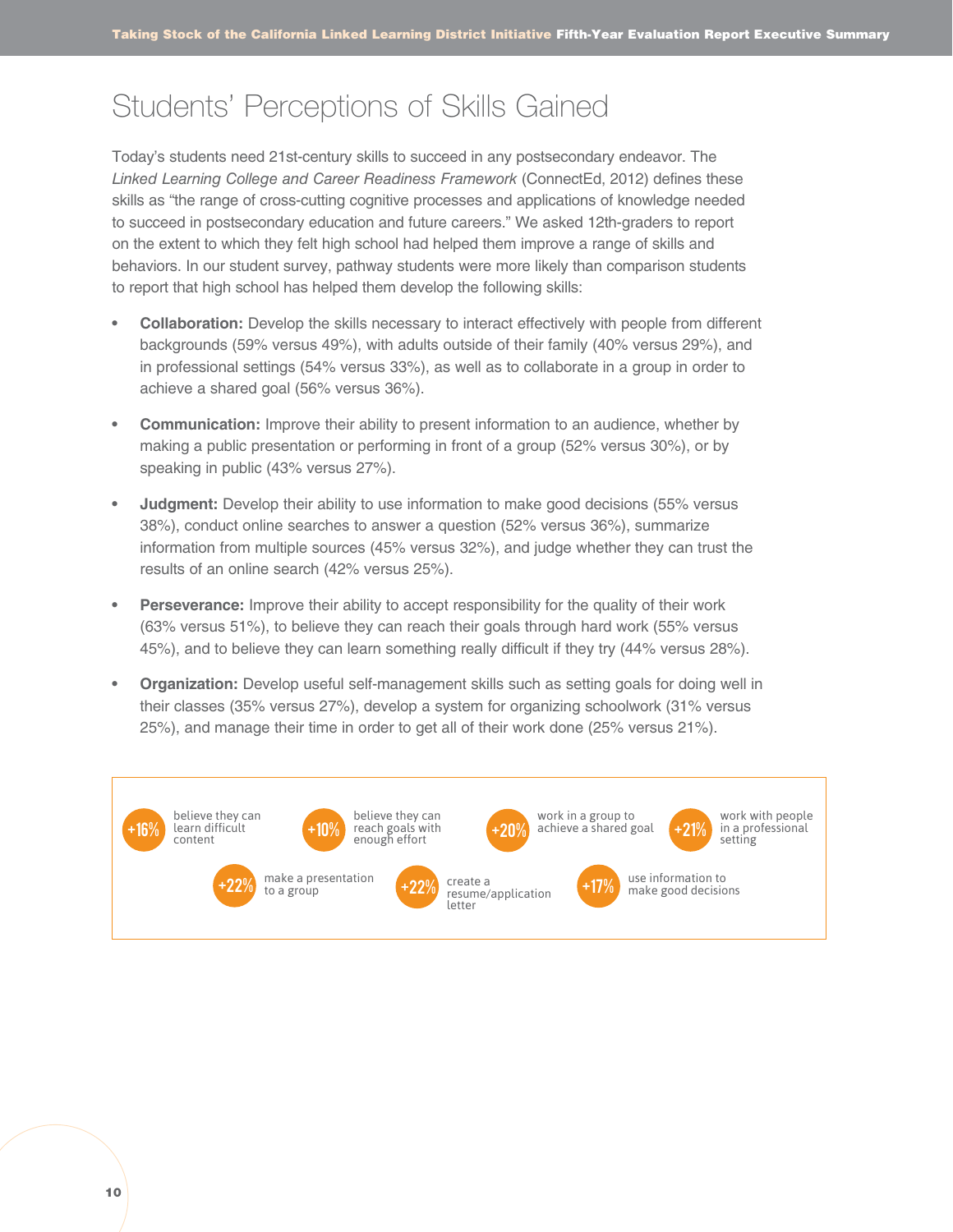# Students' Perceptions of Skills Gained

Today's students need 21st-century skills to succeed in any postsecondary endeavor. The *Linked Learning College and Career Readiness Framework* (ConnectEd, 2012) defines these skills as "the range of cross-cutting cognitive processes and applications of knowledge needed to succeed in postsecondary education and future careers." We asked 12th-graders to report on the extent to which they felt high school had helped them improve a range of skills and behaviors. In our student survey, pathway students were more likely than comparison students to report that high school has helped them develop the following skills:

- **Collaboration:** Develop the skills necessary to interact effectively with people from different backgrounds (59% versus 49%), with adults outside of their family (40% versus 29%), and in professional settings (54% versus 33%), as well as to collaborate in a group in order to achieve a shared goal (56% versus 36%).
- **Communication:** Improve their ability to present information to an audience, whether by making a public presentation or performing in front of a group (52% versus 30%), or by speaking in public (43% versus 27%).
- **Judgment:** Develop their ability to use information to make good decisions (55% versus 38%), conduct online searches to answer a question (52% versus 36%), summarize information from multiple sources (45% versus 32%), and judge whether they can trust the results of an online search (42% versus 25%).
- **Perseverance:** Improve their ability to accept responsibility for the quality of their work (63% versus 51%), to believe they can reach their goals through hard work (55% versus 45%), and to believe they can learn something really difficult if they try (44% versus 28%).
- **Organization:** Develop useful self-management skills such as setting goals for doing well in their classes (35% versus 27%), develop a system for organizing schoolwork (31% versus 25%), and manage their time in order to get all of their work done (25% versus 21%).

**+16%** believe they can learn difficult content

**+10%** believe they can reach goals with enough effort

**+20%** work in a group to achieve a shared goal

**+21%** work with people in a professional setting

**+22%** make a presentation to a group

**+22%** create a resume/application letter

**+17%** use information to make good decisions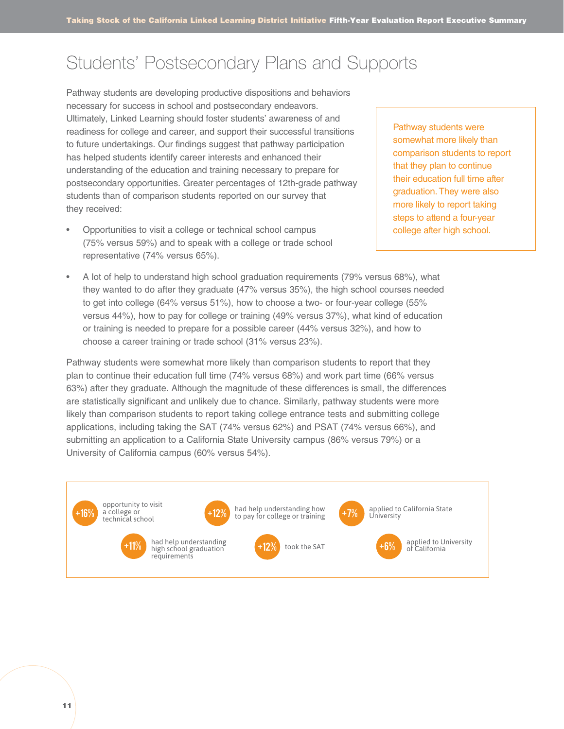# Students' Postsecondary Plans and Supports

Pathway students are developing productive dispositions and behaviors necessary for success in school and postsecondary endeavors. Ultimately, Linked Learning should foster students' awareness of and readiness for college and career, and support their successful transitions to future undertakings. Our findings suggest that pathway participation has helped students identify career interests and enhanced their understanding of the education and training necessary to prepare for postsecondary opportunities. Greater percentages of 12th-grade pathway students than of comparison students reported on our survey that they received:

- Opportunities to visit a college or technical school campus (75% versus 59%) and to speak with a college or trade school representative (74% versus 65%).
- A lot of help to understand high school graduation requirements (79% versus 68%), what they wanted to do after they graduate (47% versus 35%), the high school courses needed to get into college (64% versus 51%), how to choose a two- or four-year college (55% versus 44%), how to pay for college or training (49% versus 37%), what kind of education or training is needed to prepare for a possible career (44% versus 32%), and how to choose a career training or trade school (31% versus 23%).

> Pathway students were somewhat more likely than comparison students to report that they plan to continue their education full time after graduation. They were also more likely to report taking steps to attend a four-year college after high school.

Pathway students were somewhat more likely than comparison students to report that they plan to continue their education full time (74% versus 68%) and work part time (66% versus 63%) after they graduate. Although the magnitude of these differences is small, the differences are statistically significant and unlikely due to chance. Similarly, pathway students were more likely than comparison students to report taking college entrance tests and submitting college applications, including taking the SAT (74% versus 62%) and PSAT (74% versus 66%), and submitting an application to a California State University campus (86% versus 79%) or a University of California campus (60% versus 54%).

- **+16%** opportunity to visit a college or technical school
- **+12%** had help understanding how to pay for college or training
- **+7%** applied to California State University
- **+11%** had help understanding high school graduation requirements
- **+12%** took the SAT
- **+6%** applied to University of California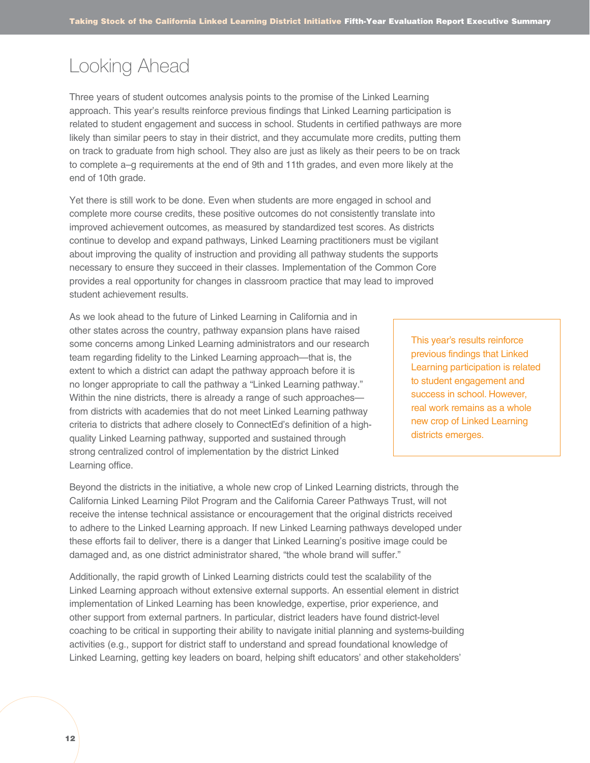# Looking Ahead

Three years of student outcomes analysis points to the promise of the Linked Learning approach. This year's results reinforce previous findings that Linked Learning participation is related to student engagement and success in school. Students in certified pathways are more likely than similar peers to stay in their district, and they accumulate more credits, putting them on track to graduate from high school. They also are just as likely as their peers to be on track to complete a–g requirements at the end of 9th and 11th grades, and even more likely at the end of 10th grade.

Yet there is still work to be done. Even when students are more engaged in school and complete more course credits, these positive outcomes do not consistently translate into improved achievement outcomes, as measured by standardized test scores. As districts continue to develop and expand pathways, Linked Learning practitioners must be vigilant about improving the quality of instruction and providing all pathway students the supports necessary to ensure they succeed in their classes. Implementation of the Common Core provides a real opportunity for changes in classroom practice that may lead to improved student achievement results.

As we look ahead to the future of Linked Learning in California and in other states across the country, pathway expansion plans have raised some concerns among Linked Learning administrators and our research team regarding fidelity to the Linked Learning approach—that is, the extent to which a district can adapt the pathway approach before it is no longer appropriate to call the pathway a "Linked Learning pathway." Within the nine districts, there is already a range of such approaches—from districts with academies that do not meet Linked Learning pathway criteria to districts that adhere closely to ConnectEd's definition of a high-quality Linked Learning pathway, supported and sustained through strong centralized control of implementation by the district Linked Learning office.

> This year's results reinforce previous findings that Linked Learning participation is related to student engagement and success in school. However, real work remains as a whole new crop of Linked Learning districts emerges.

Beyond the districts in the initiative, a whole new crop of Linked Learning districts, through the California Linked Learning Pilot Program and the California Career Pathways Trust, will not receive the intense technical assistance or encouragement that the original districts received to adhere to the Linked Learning approach. If new Linked Learning pathways developed under these efforts fail to deliver, there is a danger that Linked Learning's positive image could be damaged and, as one district administrator shared, "the whole brand will suffer."

Additionally, the rapid growth of Linked Learning districts could test the scalability of the Linked Learning approach without extensive external supports. An essential element in district implementation of Linked Learning has been knowledge, expertise, prior experience, and other support from external partners. In particular, district leaders have found district-level coaching to be critical in supporting their ability to navigate initial planning and systems-building activities (e.g., support for district staff to understand and spread foundational knowledge of Linked Learning, getting key leaders on board, helping shift educators' and other stakeholders'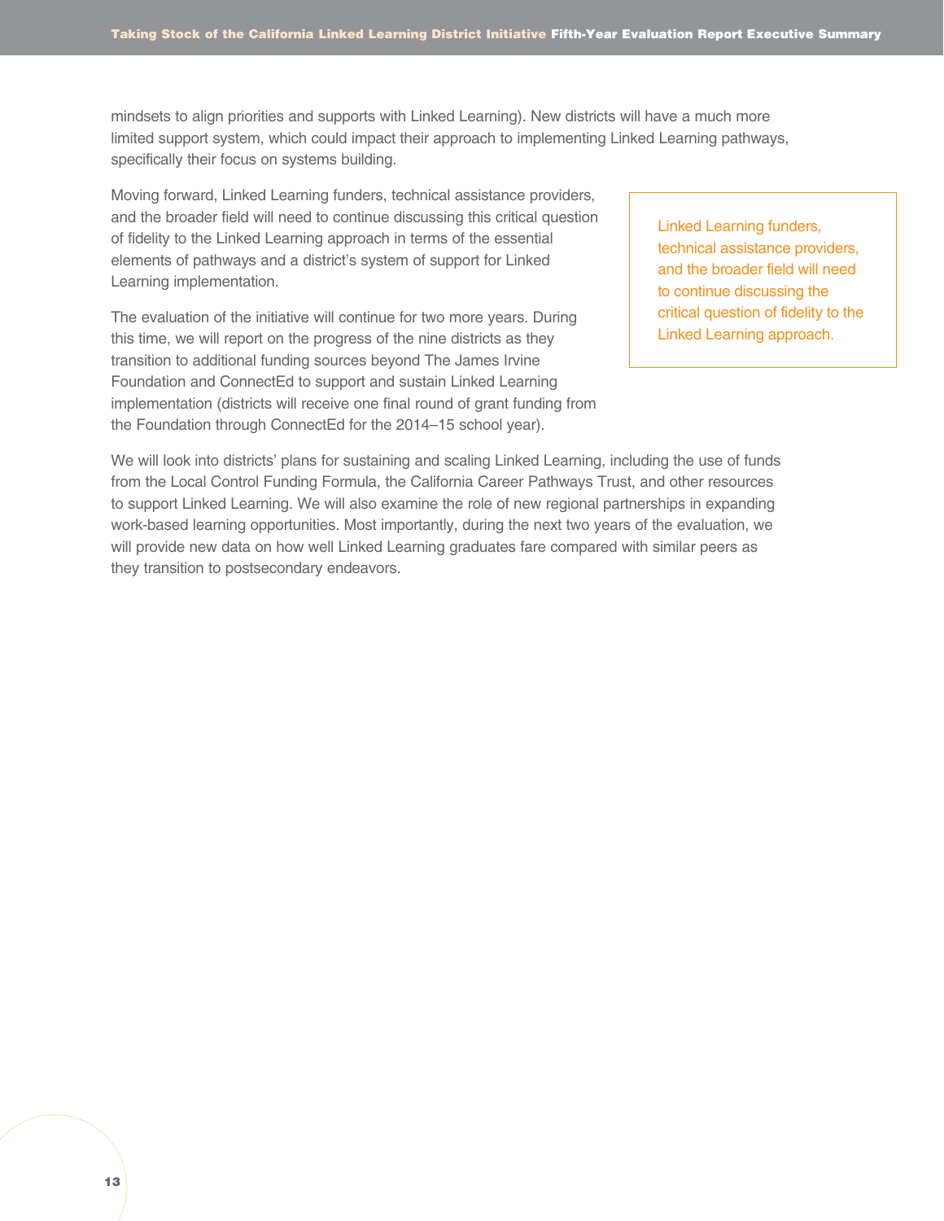mindsets to align priorities and supports with Linked Learning). New districts will have a much more limited support system, which could impact their approach to implementing Linked Learning pathways, specifically their focus on systems building.

Moving forward, Linked Learning funders, technical assistance providers, and the broader field will need to continue discussing this critical question of fidelity to the Linked Learning approach in terms of the essential elements of pathways and a district's system of support for Linked Learning implementation.

> Linked Learning funders, technical assistance providers, and the broader field will need to continue discussing the critical question of fidelity to the Linked Learning approach.

The evaluation of the initiative will continue for two more years. During this time, we will report on the progress of the nine districts as they transition to additional funding sources beyond The James Irvine Foundation and ConnectEd to support and sustain Linked Learning implementation (districts will receive one final round of grant funding from the Foundation through ConnectEd for the 2014–15 school year).

We will look into districts' plans for sustaining and scaling Linked Learning, including the use of funds from the Local Control Funding Formula, the California Career Pathways Trust, and other resources to support Linked Learning. We will also examine the role of new regional partnerships in expanding work-based learning opportunities. Most importantly, during the next two years of the evaluation, we will provide new data on how well Linked Learning graduates fare compared with similar peers as they transition to postsecondary endeavors.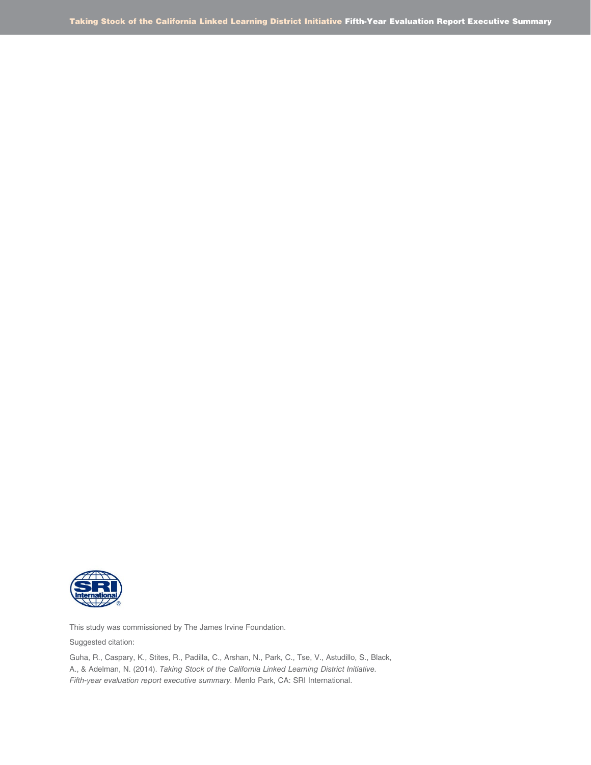This study was commissioned by The James Irvine Foundation.

Suggested citation:

Guha, R., Caspary, K., Stites, R., Padilla, C., Arshan, N., Park, C., Tse, V., Astudillo, S., Black, A., & Adelman, N. (2014). *Taking Stock of the California Linked Learning District Initiative. Fifth-year evaluation report executive summary.* Menlo Park, CA: SRI International.